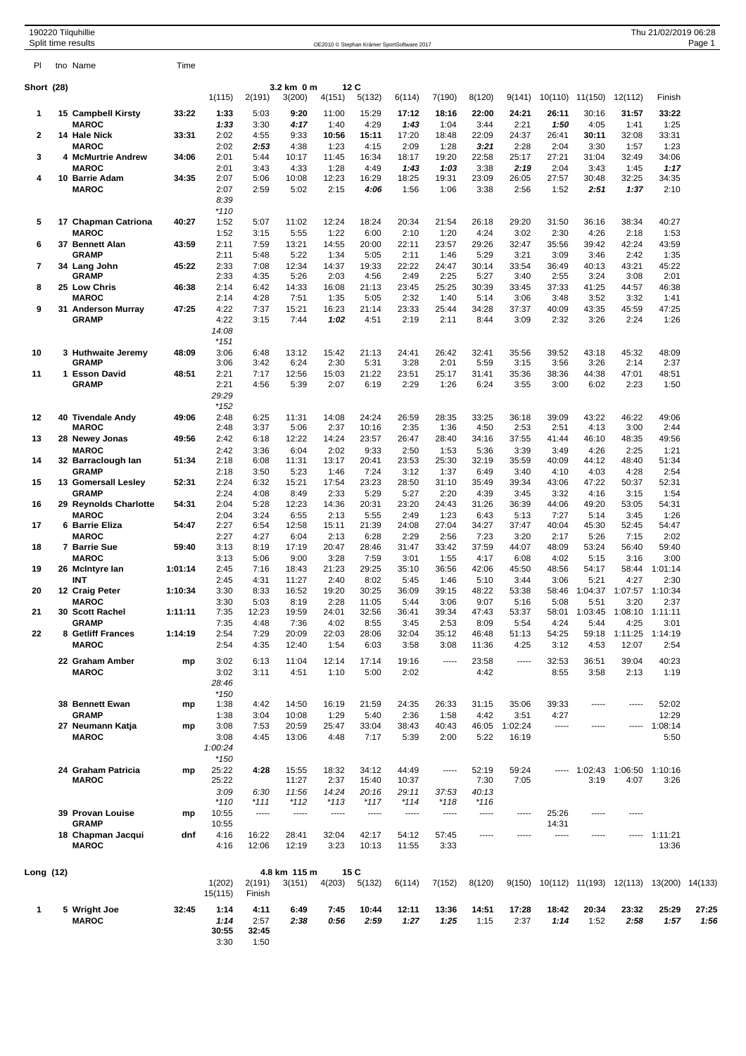190220 Tilquhillie
Split time results

OE2010 © Stephan Krämer SportSoftware 2017

Thu 21/02/2019 06:28

## Short (28)

3.2 km 0 m, 12 C

| Pl | tno | Name | Time | 1(115) | 2(191) | 3(200) | 4(151) | 5(132) | 6(114) | 7(190) | 8(120) | 9(141) | 10(110) | 11(150) | 12(112) | Finish |
|---|---|---|---|---|---|---|---|---|---|---|---|---|---|---|---|---|
| 1 | 15 | Campbell Kirsty | 33:22 | 1:33 | 5:03 | 9:20 | 11:00 | 15:29 | 17:12 | 18:16 | 22:00 | 24:21 | 26:11 | 30:16 | 31:57 | 33:22 |
| | | MAROC | | 1:33 | 3:30 | 4:17 | 1:40 | 4:29 | 1:43 | 1:04 | 3:44 | 2:21 | 1:50 | 4:05 | 1:41 | 1:25 |
| 2 | 14 | Hale Nick | 33:31 | 2:02 | 4:55 | 9:33 | 10:56 | 15:11 | 17:20 | 18:48 | 22:09 | 24:37 | 26:41 | 30:11 | 32:08 | 33:31 |
| | | MAROC | | 2:02 | 2:53 | 4:38 | 1:23 | 4:15 | 2:09 | 1:28 | 3:21 | 2:28 | 2:04 | 3:30 | 1:57 | 1:23 |
| 3 | 4 | McMurtrie Andrew | 34:06 | 2:01 | 5:44 | 10:17 | 11:45 | 16:34 | 18:17 | 19:20 | 22:58 | 25:17 | 27:21 | 31:04 | 32:49 | 34:06 |
| | | MAROC | | 2:01 | 3:43 | 4:33 | 1:28 | 4:49 | 1:43 | 1:03 | 3:38 | 2:19 | 2:04 | 3:43 | 1:45 | 1:17 |
| 4 | 10 | Barrie Adam | 34:35 | 2:07 | 5:06 | 10:08 | 12:23 | 16:29 | 18:25 | 19:31 | 23:09 | 26:05 | 27:57 | 30:48 | 32:25 | 34:35 |
| | | MAROC | | 2:07 | 2:59 | 5:02 | 2:15 | 4:06 | 1:56 | 1:06 | 3:38 | 2:56 | 1:52 | 2:51 | 1:37 | 2:10 |
| | | | | 8:39 | | | | | | | | | | | | |
| | | | | *110 | | | | | | | | | | | | |
| 5 | 17 | Chapman Catriona | 40:27 | 1:52 | 5:07 | 11:02 | 12:24 | 18:24 | 20:34 | 21:54 | 26:18 | 29:20 | 31:50 | 36:16 | 38:34 | 40:27 |
| | | MAROC | | 1:52 | 3:15 | 5:55 | 1:22 | 6:00 | 2:10 | 1:20 | 4:24 | 3:02 | 2:30 | 4:26 | 2:18 | 1:53 |
| 6 | 37 | Bennett Alan | 43:59 | 2:11 | 7:59 | 13:21 | 14:55 | 20:00 | 22:11 | 23:57 | 29:26 | 32:47 | 35:56 | 39:42 | 42:24 | 43:59 |
| | | GRAMP | | 2:11 | 5:48 | 5:22 | 1:34 | 5:05 | 2:11 | 1:46 | 5:29 | 3:21 | 3:09 | 3:46 | 2:42 | 1:35 |
| 7 | 34 | Lang John | 45:22 | 2:33 | 7:08 | 12:34 | 14:37 | 19:33 | 22:22 | 24:47 | 30:14 | 33:54 | 36:49 | 40:13 | 43:21 | 45:22 |
| | | GRAMP | | 2:33 | 4:35 | 5:26 | 2:03 | 4:56 | 2:49 | 2:25 | 5:27 | 3:40 | 2:55 | 3:24 | 3:08 | 2:01 |
| 8 | 25 | Low Chris | 46:38 | 2:14 | 6:42 | 14:33 | 16:08 | 21:13 | 23:45 | 25:25 | 30:39 | 33:45 | 37:33 | 41:25 | 44:57 | 46:38 |
| | | MAROC | | 2:14 | 4:28 | 7:51 | 1:35 | 5:05 | 2:32 | 1:40 | 5:14 | 3:06 | 3:48 | 3:52 | 3:32 | 1:41 |
| 9 | 31 | Anderson Murray | 47:25 | 4:22 | 7:37 | 15:21 | 16:23 | 21:14 | 23:33 | 25:44 | 34:28 | 37:37 | 40:09 | 43:35 | 45:59 | 47:25 |
| | | GRAMP | | 4:22 | 3:15 | 7:44 | 1:02 | 4:51 | 2:19 | 2:11 | 8:44 | 3:09 | 2:32 | 3:26 | 2:24 | 1:26 |
| | | | | 14:08 | | | | | | | | | | | | |
| | | | | *151 | | | | | | | | | | | | |
| 10 | 3 | Huthwaite Jeremy | 48:09 | 3:06 | 6:48 | 13:12 | 15:42 | 21:13 | 24:41 | 26:42 | 32:41 | 35:56 | 39:52 | 43:18 | 45:32 | 48:09 |
| | | GRAMP | | 3:06 | 3:42 | 6:24 | 2:30 | 5:31 | 3:28 | 2:01 | 5:59 | 3:15 | 3:56 | 3:26 | 2:14 | 2:37 |
| 11 | 1 | Esson David | 48:51 | 2:21 | 7:17 | 12:56 | 15:03 | 21:22 | 23:51 | 25:17 | 31:41 | 35:36 | 38:36 | 44:38 | 47:01 | 48:51 |
| | | GRAMP | | 2:21 | 4:56 | 5:39 | 2:07 | 6:19 | 2:29 | 1:26 | 6:24 | 3:55 | 3:00 | 6:02 | 2:23 | 1:50 |
| | | | | 29:29 | | | | | | | | | | | | |
| | | | | *152 | | | | | | | | | | | | |
| 12 | 40 | Tivendale Andy | 49:06 | 2:48 | 6:25 | 11:31 | 14:08 | 24:24 | 26:59 | 28:35 | 33:25 | 36:18 | 39:09 | 43:22 | 46:22 | 49:06 |
| | | MAROC | | 2:48 | 3:37 | 5:06 | 2:37 | 10:16 | 2:35 | 1:36 | 4:50 | 2:53 | 2:51 | 4:13 | 3:00 | 2:44 |
| 13 | 28 | Newey Jonas | 49:56 | 2:42 | 6:18 | 12:22 | 14:24 | 23:57 | 26:47 | 28:40 | 34:16 | 37:55 | 41:44 | 46:10 | 48:35 | 49:56 |
| | | MAROC | | 2:42 | 3:36 | 6:04 | 2:02 | 9:33 | 2:50 | 1:53 | 5:36 | 3:39 | 3:49 | 4:26 | 2:25 | 1:21 |
| 14 | 32 | Barraclough Ian | 51:34 | 2:18 | 6:08 | 11:31 | 13:17 | 20:41 | 23:53 | 25:30 | 32:19 | 35:59 | 40:09 | 44:12 | 48:40 | 51:34 |
| | | GRAMP | | 2:18 | 3:50 | 5:23 | 1:46 | 7:24 | 3:12 | 1:37 | 6:49 | 3:40 | 4:10 | 4:03 | 4:28 | 2:54 |
| 15 | 13 | Gomersall Lesley | 52:31 | 2:24 | 6:32 | 15:21 | 17:54 | 23:23 | 28:50 | 31:10 | 35:49 | 39:34 | 43:06 | 47:22 | 50:37 | 52:31 |
| | | GRAMP | | 2:24 | 4:08 | 8:49 | 2:33 | 5:29 | 5:27 | 2:20 | 4:39 | 3:45 | 3:32 | 4:16 | 3:15 | 1:54 |
| 16 | 29 | Reynolds Charlotte | 54:31 | 2:04 | 5:28 | 12:23 | 14:36 | 20:31 | 23:20 | 24:43 | 31:26 | 36:39 | 44:06 | 49:20 | 53:05 | 54:31 |
| | | MAROC | | 2:04 | 3:24 | 6:55 | 2:13 | 5:55 | 2:49 | 1:23 | 6:43 | 5:13 | 7:27 | 5:14 | 3:45 | 1:26 |
| 17 | 6 | Barrie Eliza | 54:47 | 2:27 | 6:54 | 12:58 | 15:11 | 21:39 | 24:08 | 27:04 | 34:27 | 37:47 | 40:04 | 45:30 | 52:45 | 54:47 |
| | | MAROC | | 2:27 | 4:27 | 6:04 | 2:13 | 6:28 | 2:29 | 2:56 | 7:23 | 3:20 | 2:17 | 5:26 | 7:15 | 2:02 |
| 18 | 7 | Barrie Sue | 59:40 | 3:13 | 8:19 | 17:19 | 20:47 | 28:46 | 31:47 | 33:42 | 37:59 | 44:07 | 48:09 | 53:24 | 56:40 | 59:40 |
| | | MAROC | | 3:13 | 5:06 | 9:00 | 3:28 | 7:59 | 3:01 | 1:55 | 4:17 | 6:08 | 4:02 | 5:15 | 3:16 | 3:00 |
| 19 | 26 | McIntyre Ian | 1:01:14 | 2:45 | 7:16 | 18:43 | 21:23 | 29:25 | 35:10 | 36:56 | 42:06 | 45:50 | 48:56 | 54:17 | 58:44 | 1:01:14 |
| | | INT | | 2:45 | 4:31 | 11:27 | 2:40 | 8:02 | 5:45 | 1:46 | 5:10 | 3:44 | 3:06 | 5:21 | 4:27 | 2:30 |
| 20 | 12 | Craig Peter | 1:10:34 | 3:30 | 8:33 | 16:52 | 19:20 | 30:25 | 36:09 | 39:15 | 48:22 | 53:38 | 58:46 | 1:04:37 | 1:07:57 | 1:10:34 |
| | | MAROC | | 3:30 | 5:03 | 8:19 | 2:28 | 11:05 | 5:44 | 3:06 | 9:07 | 5:16 | 5:08 | 5:51 | 3:20 | 2:37 |
| 21 | 30 | Scott Rachel | 1:11:11 | 7:35 | 12:23 | 19:59 | 24:01 | 32:56 | 36:41 | 39:34 | 47:43 | 53:37 | 58:01 | 1:03:45 | 1:08:10 | 1:11:11 |
| | | GRAMP | | 7:35 | 4:48 | 7:36 | 4:02 | 8:55 | 3:45 | 2:53 | 8:09 | 5:54 | 4:24 | 5:44 | 4:25 | 3:01 |
| 22 | 8 | Getliff Frances | 1:14:19 | 2:54 | 7:29 | 20:09 | 22:03 | 28:06 | 32:04 | 35:12 | 46:48 | 51:13 | 54:25 | 59:18 | 1:11:25 | 1:14:19 |
| | | MAROC | | 2:54 | 4:35 | 12:40 | 1:54 | 6:03 | 3:58 | 3:08 | 11:36 | 4:25 | 3:12 | 4:53 | 12:07 | 2:54 |
| | 22 | Graham Amber | mp | 3:02 | 6:13 | 11:04 | 12:14 | 17:14 | 19:16 | ----- | 23:58 | ----- | 32:53 | 36:51 | 39:04 | 40:23 |
| | | MAROC | | 3:02 | 3:11 | 4:51 | 1:10 | 5:00 | 2:02 | | 4:42 | | 8:55 | 3:58 | 2:13 | 1:19 |
| | | | | 28:46 | | | | | | | | | | | | |
| | | | | *150 | | | | | | | | | | | | |
| | 38 | Bennett Ewan | mp | 1:38 | 4:42 | 14:50 | 16:19 | 21:59 | 24:35 | 26:33 | 31:15 | 35:06 | 39:33 | ----- | ----- | 52:02 |
| | | GRAMP | | 1:38 | 3:04 | 10:08 | 1:29 | 5:40 | 2:36 | 1:58 | 4:42 | 3:51 | 4:27 | | | 12:29 |
| | 27 | Neumann Katja | mp | 3:08 | 7:53 | 20:59 | 25:47 | 33:04 | 38:43 | 40:43 | 46:05 | 1:02:24 | ----- | ----- | ----- | 1:08:14 |
| | | MAROC | | 3:08 | 4:45 | 13:06 | 4:48 | 7:17 | 5:39 | 2:00 | 5:22 | 16:19 | | | | 5:50 |
| | | | | 1:00:24 | | | | | | | | | | | | |
| | | | | *150 | | | | | | | | | | | | |
| | 24 | Graham Patricia | mp | 25:22 | 4:28 | 15:55 | 18:32 | 34:12 | 44:49 | ----- | 52:19 | 59:24 | ----- | 1:02:43 | 1:06:50 | 1:10:16 |
| | | MAROC | | 25:22 | | 11:27 | 2:37 | 15:40 | 10:37 | | 7:30 | 7:05 | | 3:19 | 4:07 | 3:26 |
| | | | | 3:09 | 6:30 | 11:56 | 14:24 | 20:16 | 29:11 | 37:53 | 40:13 | | | | | |
| | | | | *110 | *111 | *112 | *113 | *117 | *114 | *118 | *116 | | | | | |
| | 39 | Provan Louise | mp | 10:55 | ----- | ----- | ----- | ----- | ----- | ----- | ----- | ----- | 25:26 | ----- | ----- | |
| | | GRAMP | | 10:55 | | | | | | | | | 14:31 | | | |
| | 18 | Chapman Jacqui | dnf | 4:16 | 16:22 | 28:41 | 32:04 | 42:17 | 54:12 | 57:45 | ----- | ----- | ----- | ----- | ----- | 1:11:21 |
| | | MAROC | | 4:16 | 12:06 | 12:19 | 3:23 | 10:13 | 11:55 | 3:33 | | | | | | 13:36 |

## Long (12)

4.8 km 115 m, 15 C

| Pl | tno | Name | Time | 1(202) | 2(191) | 3(151) | 4(203) | 5(132) | 6(114) | 7(152) | 8(120) | 9(150) | 10(112) | 11(193) | 12(113) | 13(200) | 14(133) |
|---|---|---|---|---|---|---|---|---|---|---|---|---|---|---|---|---|---|
| | | | | 15(115) | Finish | | | | | | | | | | | | |
| 1 | 5 | Wright Joe | 32:45 | 1:14 | 4:11 | 6:49 | 7:45 | 10:44 | 12:11 | 13:36 | 14:51 | 17:28 | 18:42 | 20:34 | 23:32 | 25:29 | 27:25 |
| | | MAROC | | 1:14 | 2:57 | 2:38 | 0:56 | 2:59 | 1:27 | 1:25 | 1:15 | 2:37 | 1:14 | 1:52 | 2:58 | 1:57 | 1:56 |
| | | | | 30:55 | 32:45 | | | | | | | | | | | | |
| | | | | 3:30 | 1:50 | | | | | | | | | | | | |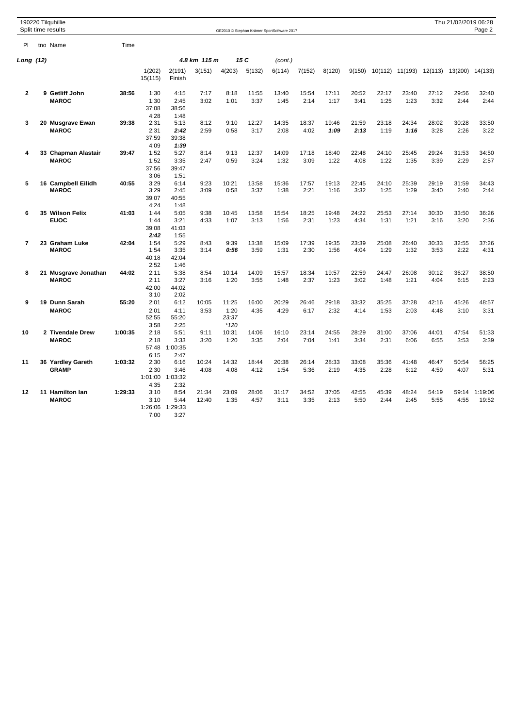**Long (12)** — 4.8 km 115 m — 15 C — (cont.)

| Pl | tno | Name | Time | 1(202) 15(115) | 2(191) Finish | 3(151) | 4(203) | 5(132) | 6(114) | 7(152) | 8(120) | 9(150) | 10(112) | 11(193) | 12(113) | 13(200) | 14(133) |
|---|---|---|---|---|---|---|---|---|---|---|---|---|---|---|---|---|---|
| **2** | **9** | **Getliff John** | **38:56** | 1:30 | 4:15 | 7:17 | 8:18 | 11:55 | 13:40 | 15:54 | 17:11 | 20:52 | 22:17 | 23:40 | 27:12 | 29:56 | 32:40 |
| | | **MAROC** | | 1:30 | 2:45 | 3:02 | 1:01 | 3:37 | 1:45 | 2:14 | 1:17 | 3:41 | 1:25 | 1:23 | 3:32 | 2:44 | 2:44 |
| | | | | 37:08 | 38:56 | | | | | | | | | | | | |
| | | | | 4:28 | 1:48 | | | | | | | | | | | | |
| **3** | **20** | **Musgrave Ewan** | **39:38** | 2:31 | 5:13 | 8:12 | 9:10 | 12:27 | 14:35 | 18:37 | 19:46 | 21:59 | 23:18 | 24:34 | 28:02 | 30:28 | 33:50 |
| | | **MAROC** | | 2:31 | ***2:42*** | 2:59 | 0:58 | 3:17 | 2:08 | 4:02 | ***1:09*** | ***2:13*** | 1:19 | ***1:16*** | 3:28 | 2:26 | 3:22 |
| | | | | 37:59 | 39:38 | | | | | | | | | | | | |
| | | | | 4:09 | ***1:39*** | | | | | | | | | | | | |
| **4** | **33** | **Chapman Alastair** | **39:47** | 1:52 | 5:27 | 8:14 | 9:13 | 12:37 | 14:09 | 17:18 | 18:40 | 22:48 | 24:10 | 25:45 | 29:24 | 31:53 | 34:50 |
| | | **MAROC** | | 1:52 | 3:35 | 2:47 | 0:59 | 3:24 | 1:32 | 3:09 | 1:22 | 4:08 | 1:22 | 1:35 | 3:39 | 2:29 | 2:57 |
| | | | | 37:56 | 39:47 | | | | | | | | | | | | |
| | | | | 3:06 | 1:51 | | | | | | | | | | | | |
| **5** | **16** | **Campbell Eilidh** | **40:55** | 3:29 | 6:14 | 9:23 | 10:21 | 13:58 | 15:36 | 17:57 | 19:13 | 22:45 | 24:10 | 25:39 | 29:19 | 31:59 | 34:43 |
| | | **MAROC** | | 3:29 | 2:45 | 3:09 | 0:58 | 3:37 | 1:38 | 2:21 | 1:16 | 3:32 | 1:25 | 1:29 | 3:40 | 2:40 | 2:44 |
| | | | | 39:07 | 40:55 | | | | | | | | | | | | |
| | | | | 4:24 | 1:48 | | | | | | | | | | | | |
| **6** | **35** | **Wilson Felix** | **41:03** | 1:44 | 5:05 | 9:38 | 10:45 | 13:58 | 15:54 | 18:25 | 19:48 | 24:22 | 25:53 | 27:14 | 30:30 | 33:50 | 36:26 |
| | | **EUOC** | | 1:44 | 3:21 | 4:33 | 1:07 | 3:13 | 1:56 | 2:31 | 1:23 | 4:34 | 1:31 | 1:21 | 3:16 | 3:20 | 2:36 |
| | | | | 39:08 | 41:03 | | | | | | | | | | | | |
| | | | | ***2:42*** | 1:55 | | | | | | | | | | | | |
| **7** | **23** | **Graham Luke** | **42:04** | 1:54 | 5:29 | 8:43 | 9:39 | 13:38 | 15:09 | 17:39 | 19:35 | 23:39 | 25:08 | 26:40 | 30:33 | 32:55 | 37:26 |
| | | **MAROC** | | 1:54 | 3:35 | 3:14 | ***0:56*** | 3:59 | 1:31 | 2:30 | 1:56 | 4:04 | 1:29 | 1:32 | 3:53 | 2:22 | 4:31 |
| | | | | 40:18 | 42:04 | | | | | | | | | | | | |
| | | | | 2:52 | 1:46 | | | | | | | | | | | | |
| **8** | **21** | **Musgrave Jonathan** | **44:02** | 2:11 | 5:38 | 8:54 | 10:14 | 14:09 | 15:57 | 18:34 | 19:57 | 22:59 | 24:47 | 26:08 | 30:12 | 36:27 | 38:50 |
| | | **MAROC** | | 2:11 | 3:27 | 3:16 | 1:20 | 3:55 | 1:48 | 2:37 | 1:23 | 3:02 | 1:48 | 1:21 | 4:04 | 6:15 | 2:23 |
| | | | | 42:00 | 44:02 | | | | | | | | | | | | |
| | | | | 3:10 | 2:02 | | | | | | | | | | | | |
| **9** | **19** | **Dunn Sarah** | **55:20** | 2:01 | 6:12 | 10:05 | 11:25 | 16:00 | 20:29 | 26:46 | 29:18 | 33:32 | 35:25 | 37:28 | 42:16 | 45:26 | 48:57 |
| | | **MAROC** | | 2:01 | 4:11 | 3:53 | 1:20 | 4:35 | 4:29 | 6:17 | 2:32 | 4:14 | 1:53 | 2:03 | 4:48 | 3:10 | 3:31 |
| | | | | 52:55 | 55:20 | | *23:37* | | | | | | | | | | |
| | | | | 3:58 | 2:25 | | *120 | | | | | | | | | | |
| **10** | **2** | **Tivendale Drew** | **1:00:35** | 2:18 | 5:51 | 9:11 | 10:31 | 14:06 | 16:10 | 23:14 | 24:55 | 28:29 | 31:00 | 37:06 | 44:01 | 47:54 | 51:33 |
| | | **MAROC** | | 2:18 | 3:33 | 3:20 | 1:20 | 3:35 | 2:04 | 7:04 | 1:41 | 3:34 | 2:31 | 6:06 | 6:55 | 3:53 | 3:39 |
| | | | | 57:48 | 1:00:35 | | | | | | | | | | | | |
| | | | | 6:15 | 2:47 | | | | | | | | | | | | |
| **11** | **36** | **Yardley Gareth** | **1:03:32** | 2:30 | 6:16 | 10:24 | 14:32 | 18:44 | 20:38 | 26:14 | 28:33 | 33:08 | 35:36 | 41:48 | 46:47 | 50:54 | 56:25 |
| | | **GRAMP** | | 2:30 | 3:46 | 4:08 | 4:08 | 4:12 | 1:54 | 5:36 | 2:19 | 4:35 | 2:28 | 6:12 | 4:59 | 4:07 | 5:31 |
| | | | | 1:01:00 | 1:03:32 | | | | | | | | | | | | |
| | | | | 4:35 | 2:32 | | | | | | | | | | | | |
| **12** | **11** | **Hamilton Ian** | **1:29:33** | 3:10 | 8:54 | 21:34 | 23:09 | 28:06 | 31:17 | 34:52 | 37:05 | 42:55 | 45:39 | 48:24 | 54:19 | 59:14 | 1:19:06 |
| | | **MAROC** | | 3:10 | 5:44 | 12:40 | 1:35 | 4:57 | 3:11 | 3:35 | 2:13 | 5:50 | 2:44 | 2:45 | 5:55 | 4:55 | 19:52 |
| | | | | 1:26:06 | 1:29:33 | | | | | | | | | | | | |
| | | | | 7:00 | 3:27 | | | | | | | | | | | | |